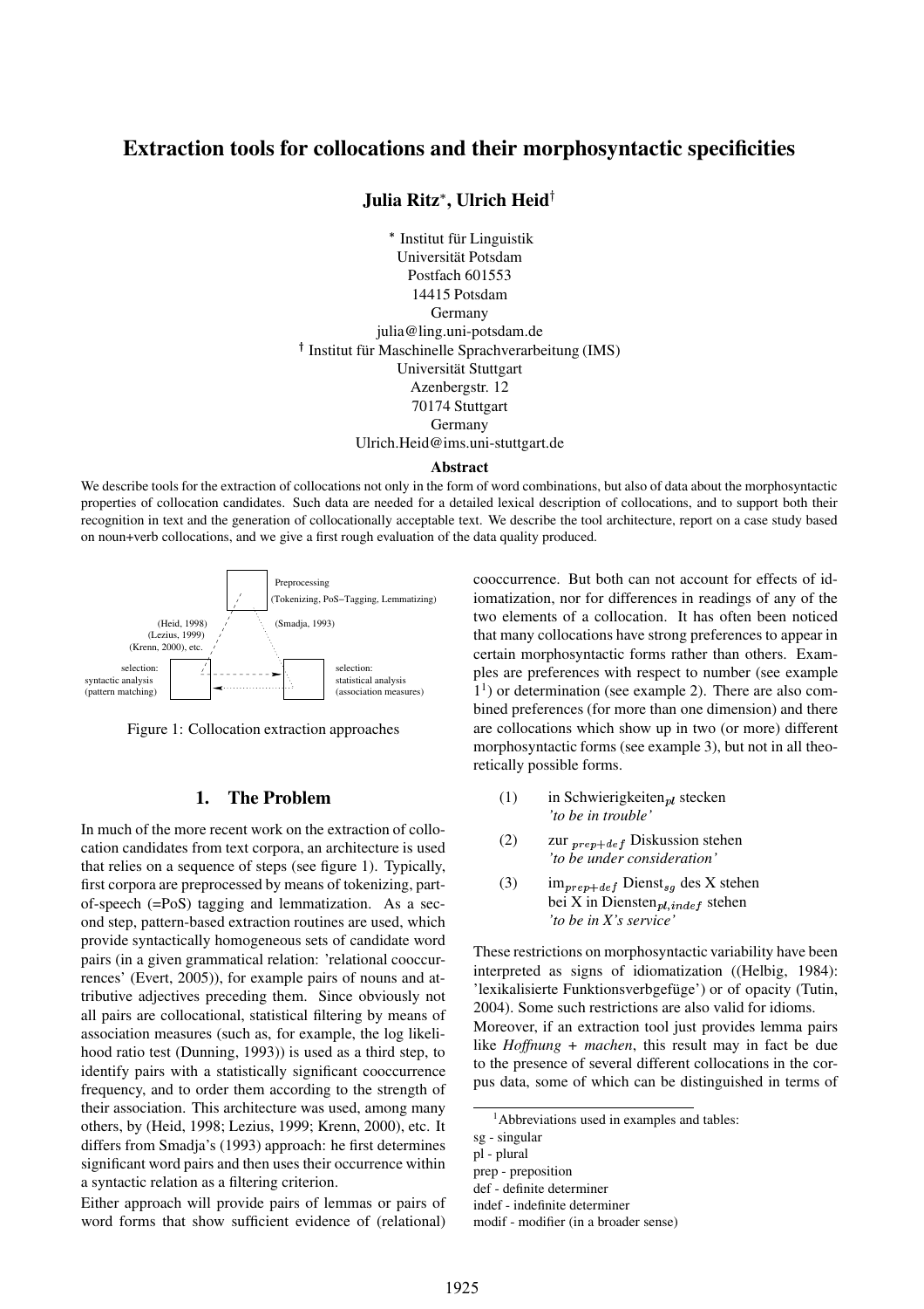# Extraction tools for collocations and their morphosyntactic specificities

**Julia Ritz[*], Ulrich Heid[†]**

[*] Institut für Linguistik
Universität Potsdam
Postfach 601553
14415 Potsdam
Germany
julia@ling.uni-potsdam.de

[†] Institut für Maschinelle Sprachverarbeitung (IMS)
Universität Stuttgart
Azenbergstr. 12
70174 Stuttgart
Germany
Ulrich.Heid@ims.uni-stuttgart.de

**Abstract**

We describe tools for the extraction of collocations not only in the form of word combinations, but also of data about the morphosyntactic properties of collocation candidates. Such data are needed for a detailed lexical description of collocations, and to support both their recognition in text and the generation of collocationally acceptable text. We describe the tool architecture, report on a case study based on noun+verb collocations, and we give a first rough evaluation of the data quality produced.

Preprocessing (Tokenizing, PoS–Tagging, Lemmatizing)

(Heid, 1998) (Lezius, 1999) (Krenn, 2000), etc.

(Smadja, 1993)

selection: syntactic analysis (pattern matching)

selection: statistical analysis (association measures)

Figure 1: Collocation extraction approaches

## 1. The Problem

In much of the more recent work on the extraction of collocation candidates from text corpora, an architecture is used that relies on a sequence of steps (see figure 1). Typically, first corpora are preprocessed by means of tokenizing, part-of-speech (=PoS) tagging and lemmatization. As a second step, pattern-based extraction routines are used, which provide syntactically homogeneous sets of candidate word pairs (in a given grammatical relation: 'relational cooccurrences' (Evert, 2005)), for example pairs of nouns and attributive adjectives preceding them. Since obviously not all pairs are collocational, statistical filtering by means of association measures (such as, for example, the log likelihood ratio test (Dunning, 1993)) is used as a third step, to identify pairs with a statistically significant cooccurrence frequency, and to order them according to the strength of their association. This architecture was used, among many others, by (Heid, 1998; Lezius, 1999; Krenn, 2000), etc. It differs from Smadja's (1993) approach: he first determines significant word pairs and then uses their occurrence within a syntactic relation as a filtering criterion.

Either approach will provide pairs of lemmas or pairs of word forms that show sufficient evidence of (relational) cooccurrence. But both can not account for effects of idiomatization, nor for differences in readings of any of the two elements of a collocation. It has often been noticed that many collocations have strong preferences to appear in certain morphosyntactic forms rather than others. Examples are preferences with respect to number (see example 1[1]) or determination (see example 2). There are also combined preferences (for more than one dimension) and there are collocations which show up in two (or more) different morphosyntactic forms (see example 3), but not in all theoretically possible forms.

(1) in Schwierigkeiten$_{pl}$ stecken
*'to be in trouble'*

(2) zur $_{prep+def}$ Diskussion stehen
*'to be under consideration'*

(3) im$_{prep+def}$ Dienst$_{sg}$ des X stehen
bei X in Diensten$_{pl,indef}$ stehen
*'to be in X's service'*

These restrictions on morphosyntactic variability have been interpreted as signs of idiomatization ((Helbig, 1984): 'lexikalisierte Funktionsverbgefüge') or of opacity (Tutin, 2004). Some such restrictions are also valid for idioms.

Moreover, if an extraction tool just provides lemma pairs like *Hoffnung + machen*, this result may in fact be due to the presence of several different collocations in the corpus data, some of which can be distinguished in terms of

---

[1] Abbreviations used in examples and tables:
sg - singular
pl - plural
prep - preposition
def - definite determiner
indef - indefinite determiner
modif - modifier (in a broader sense)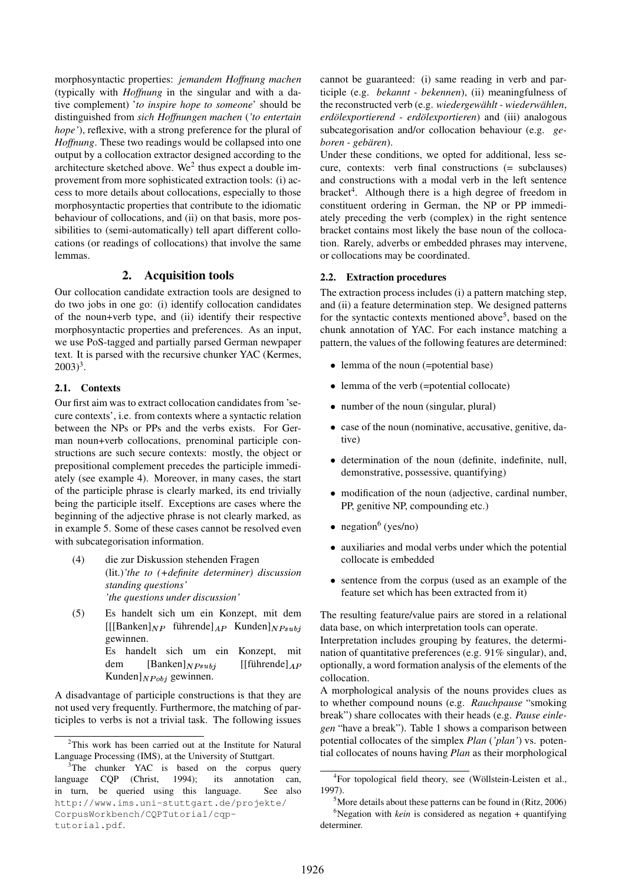morphosyntactic properties: *jemandem Hoffnung machen* (typically with *Hoffnung* in the singular and with a dative complement) '*to inspire hope to someone*' should be distinguished from *sich Hoffnungen machen* (*'to entertain hope'*), reflexive, with a strong preference for the plural of *Hoffnung*. These two readings would be collapsed into one output by a collocation extractor designed according to the architecture sketched above. We[2] thus expect a double improvement from more sophisticated extraction tools: (i) access to more details about collocations, especially to those morphosyntactic properties that contribute to the idiomatic behaviour of collocations, and (ii) on that basis, more possibilities to (semi-automatically) tell apart different collocations (or readings of collocations) that involve the same lemmas.

## 2. Acquisition tools

Our collocation candidate extraction tools are designed to do two jobs in one go: (i) identify collocation candidates of the noun+verb type, and (ii) identify their respective morphosyntactic properties and preferences. As an input, we use PoS-tagged and partially parsed German newpaper text. It is parsed with the recursive chunker YAC (Kermes, 2003)[3].

### 2.1. Contexts

Our first aim was to extract collocation candidates from 'secure contexts', i.e. from contexts where a syntactic relation between the NPs or PPs and the verbs exists. For German noun+verb collocations, prenominal participle constructions are such secure contexts: mostly, the object or prepositional complement precedes the participle immediately (see example 4). Moreover, in many cases, the start of the participle phrase is clearly marked, its end trivially being the participle itself. Exceptions are cases where the beginning of the adjective phrase is not clearly marked, as in example 5. Some of these cases cannot be resolved even with subcategorisation information.

(4) die zur Diskussion stehenden Fragen
(lit.)*'the to (+definite determiner) discussion standing questions'*
*'the questions under discussion'*

(5) Es handelt sich um ein Konzept, mit dem $[[[\text{Banken}]_{NP}$ führende$]_{AP}$ Kunden$]_{NPsubj}$ gewinnen.
Es handelt sich um ein Konzept, mit dem $[\text{Banken}]_{NPsubj}$ $[[\text{führende}]_{AP}$ Kunden$]_{NPobj}$ gewinnen.

A disadvantage of participle constructions is that they are not used very frequently. Furthermore, the matching of participles to verbs is not a trivial task. The following issues cannot be guaranteed: (i) same reading in verb and participle (e.g. *bekannt - bekennen*), (ii) meaningfulness of the reconstructed verb (e.g. *wiedergewählt - wiederwählen*, *erdölexportierend - erdölexportieren*) and (iii) analogous subcategorisation and/or collocation behaviour (e.g. *geboren - gebären*).

Under these conditions, we opted for additional, less secure, contexts: verb final constructions (= subclauses) and constructions with a modal verb in the left sentence bracket[4]. Although there is a high degree of freedom in constituent ordering in German, the NP or PP immediately preceding the verb (complex) in the right sentence bracket contains most likely the base noun of the collocation. Rarely, adverbs or embedded phrases may intervene, or collocations may be coordinated.

### 2.2. Extraction procedures

The extraction process includes (i) a pattern matching step, and (ii) a feature determination step. We designed patterns for the syntactic contexts mentioned above[5], based on the chunk annotation of YAC. For each instance matching a pattern, the values of the following features are determined:

- lemma of the noun (=potential base)
- lemma of the verb (=potential collocate)
- number of the noun (singular, plural)
- case of the noun (nominative, accusative, genitive, dative)
- determination of the noun (definite, indefinite, null, demonstrative, possessive, quantifying)
- modification of the noun (adjective, cardinal number, PP, genitive NP, compounding etc.)
- negation[6] (yes/no)
- auxiliaries and modal verbs under which the potential collocate is embedded
- sentence from the corpus (used as an example of the feature set which has been extracted from it)

The resulting feature/value pairs are stored in a relational data base, on which interpretation tools can operate.

Interpretation includes grouping by features, the determination of quantitative preferences (e.g. 91% singular), and, optionally, a word formation analysis of the elements of the collocation.

A morphological analysis of the nouns provides clues as to whether compound nouns (e.g. *Rauchpause* "smoking break") share collocates with their heads (e.g. *Pause einlegen* "have a break"). Table 1 shows a comparison between potential collocates of the simplex *Plan* (*'plan'*) vs. potential collocates of nouns having *Plan* as their morphological

---

[2] This work has been carried out at the Institute for Natural Language Processing (IMS), at the University of Stuttgart.

[3] The chunker YAC is based on the corpus query language CQP (Christ, 1994); its annotation can, in turn, be queried using this language. See also http://www.ims.uni-stuttgart.de/projekte/CorpusWorkbench/CQPTutorial/cqp-tutorial.pdf.

[4] For topological field theory, see (Wöllstein-Leisten et al., 1997).

[5] More details about these patterns can be found in (Ritz, 2006)

[6] Negation with *kein* is considered as negation + quantifying determiner.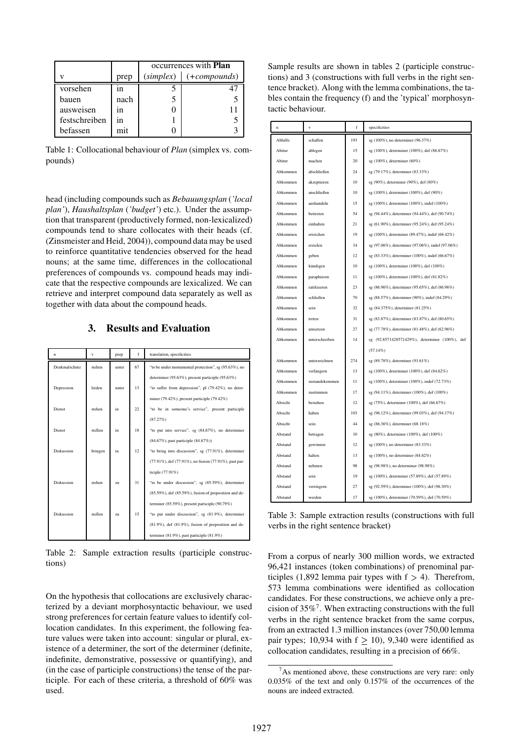| v | prep | occurrences with **Plan** (*simplex*) | (+*compounds*) |
|---|---|---|---|
| vorsehen | in | 5 | 47 |
| bauen | nach | 5 | 5 |
| ausweisen | in | 0 | 11 |
| festschreiben | in | 1 | 5 |
| befassen | mit | 0 | 3 |

Table 1: Collocational behaviour of *Plan* (simplex vs. compounds)

head (including compounds such as *Bebauungsplan* (*'local plan'*), *Haushaltsplan* (*'budget'*) etc.). Under the assumption that transparent (productively formed, non-lexicalized) compounds tend to share collocates with their heads (cf. (Zinsmeister and Heid, 2004)), compound data may be used to reinforce quantitative tendencies observed for the head nouns; at the same time, differences in the collocational preferences of compounds vs. compound heads may indicate that the respective compounds are lexicalized. We can retrieve and interpret compound data separately as well as together with data about the compound heads.

## 3. Results and Evaluation

| n | v | prep | f | translation, specificities |
|---|---|---|---|---|
| Denkmalschutz | stehen | unter | 67 | "to be under monumental protection", sg (95.63%), no determiner (95.63%), present participle (95.63%) |
| Depression | leiden | unter | 13 | "to suffer from depression", pl (79.42%), no determiner (79.42%), present participle (79.42%) |
| Dienst | stehen | in | 22 | "to be in someone's service", present participle (87.27%) |
| Dienst | stellen | in | 18 | "to put into service", sg (84.67%), no determiner (84.67%), past participle (84.67%)) |
| Diskussion | bringen | in | 12 | "to bring into discussion", sg (77.91%), determiner (77.91%), def (77.91%), no fusion (77.91%), past participle (77.91%) |
| Diskussion | stehen | zu | 31 | "to be under discussion", sg (85.59%), determiner (85.59%), def (85.59%), fusion of preposition and determiner (85.59%), present participle (90.79%) |
| Diskussion | stellen | zu | 15 | "to put under discussion", sg (81.9%), determiner (81.9%), def (81.9%), fusion of preposition and determiner (81.9%), past participle (81.9%) |

Table 2: Sample extraction results (participle constructions)

On the hypothesis that collocations are exclusively characterized by a deviant morphosyntactic behaviour, we used strong preferences for certain feature values to identify collocation candidates. In this experiment, the following feature values were taken into account: singular or plural, existence of a determiner, the sort of the determiner (definite, indefinite, demonstrative, possessive or quantifying), and (in the case of participle constructions) the tense of the participle. For each of these criteria, a threshold of 60% was used.

Sample results are shown in tables 2 (participle constructions) and 3 (constructions with full verbs in the right sentence bracket). Along with the lemma combinations, the tables contain the frequency (f) and the 'typical' morphosyntactic behaviour.

| n | v | f | specificities |
|---|---|---|---|
| Abhilfe | schaffen | 193 | sg (100%), no determiner (96.37%) |
| Abitur | ablegen | 15 | sg (100%), determiner (100%), def (86.67%) |
| Abitur | machen | 20 | sg (100%), determiner (60%) |
| Abkommen | abschließen | 24 | sg (79.17%), determiner (83.33%) |
| Abkommen | akzeptieren | 10 | sg (90%), determiner (90%), def (80%) |
| Abkommen | anschließen | 10 | sg (100%), determiner (100%), def (90%) |
| Abkommen | aushandeln | 15 | sg (100%), determiner (100%), indef (100%) |
| Abkommen | beitreten | 54 | sg (94.44%), determiner (94.44%), def (90.74%) |
| Abkommen | einhalten | 21 | sg (61.90%), determiner (95.24%), def (95.24%) |
| Abkommen | erreichen | 19 | sg (100%), determiner (89.47%), indef (68.42%) |
| Abkommen | erzielen | 34 | sg (97.06%), determiner (97.06%), indef (97.06%) |
| Abkommen | geben | 12 | sg (83.33%), determiner (100%), indef (66.67%) |
| Abkommen | kündigen | 10 | sg (100%), determiner (100%), def (100%) |
| Abkommen | paraphieren | 11 | sg (100%), determiner (100%), def (81.82%) |
| Abkommen | ratifizieren | 23 | sg (86.96%), determiner (95.65%), def (86.96%) |
| Abkommen | schließen | 70 | sg (88.57%), determiner (90%), indef (84.29%) |
| Abkommen | sein | 32 | sg (84.375%), determiner (81.25%) |
| Abkommen | treten | 31 | sg (83.87%), determiner (83.87%), def (80.65%) |
| Abkommen | umsetzen | 27 | sg (77.78%), determiner (81.48%), def (62.96%) |
| Abkommen | unterschreiben | 14 | sg (92.8571428571429%), determiner (100%), def (57.14%) |
| Abkommen | unterzeichnen | 274 | sg (89.78%), determiner (91.61%) |
| Abkommen | verlängern | 13 | sg (100%), determiner (100%), def (84.62%) |
| Abkommen | zustandekommen | 11 | sg (100%), determiner (100%), indef (72.73%) |
| Abkommen | zustimmen | 17 | sg (94.11%), determiner (100%), def (100%) |
| Absicht | bestehen | 12 | sg (75%), determiner (100%), def (66.67%) |
| Absicht | haben | 103 | sg (96.12%), determiner (99.03%), def (94.17%) |
| Absicht | sein | 44 | sg (86.36%), determiner (68.18%) |
| Abstand | betragen | 10 | sg (80%), determiner (100%), def (100%) |
| Abstand | gewinnen | 12 | sg (100%), no determiner (83.33%) |
| Abstand | halten | 13 | sg (100%), no determiner (84.62%) |
| Abstand | nehmen | 98 | sg (98.98%), no determiner (98.98%) |
| Abstand | sein | 19 | sg (100%), determiner (57.89%), def (57.89%) |
| Abstand | verringern | 27 | sg (92.59%), determiner (100%), def (96.30%) |
| Abstand | werden | 17 | sg (100%), determiner (70.59%), def (70.59%) |

Table 3: Sample extraction results (constructions with full verbs in the right sentence bracket)

From a corpus of nearly 300 million words, we extracted 96,421 instances (token combinations) of prenominal participles (1,892 lemma pair types with $f > 4$). Therefrom, 573 lemma combinations were identified as collocation candidates. For these constructions, we achieve only a precision of 35%[7]. When extracting constructions with the full verbs in the right sentence bracket from the same corpus, from an extracted 1.3 million instances (over 750,00 lemma pair types; 10,934 with $f \geq 10$), 9,340 were identified as collocation candidates, resulting in a precision of 66%.

[7] As mentioned above, these constructions are very rare: only 0.035% of the text and only 0.157% of the occurrences of the nouns are indeed extracted.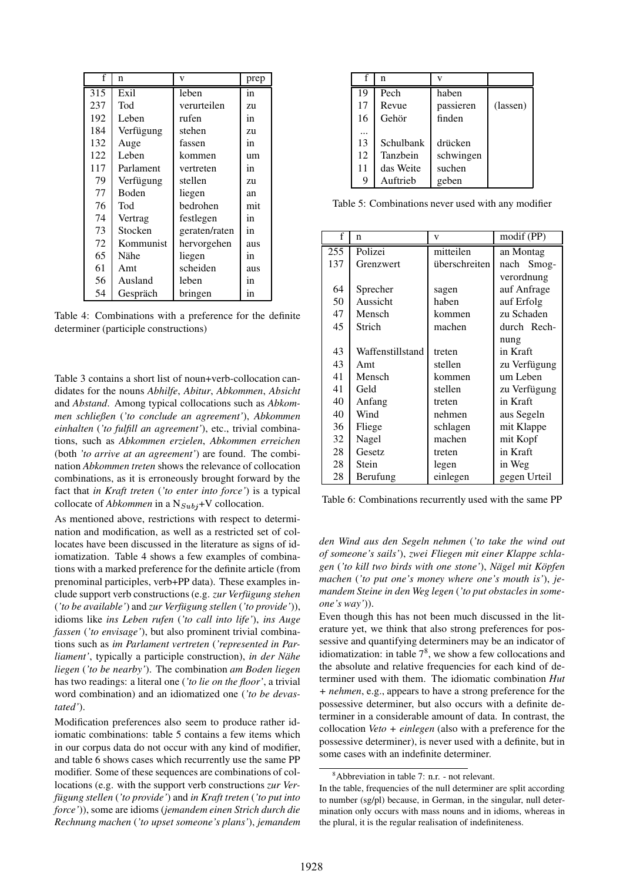| f | n | v | prep |
|---|---|---|---|
| 315 | Exil | leben | in |
| 237 | Tod | verurteilen | zu |
| 192 | Leben | rufen | in |
| 184 | Verfügung | stehen | zu |
| 132 | Auge | fassen | in |
| 122 | Leben | kommen | um |
| 117 | Parlament | vertreten | in |
| 79 | Verfügung | stellen | zu |
| 77 | Boden | liegen | an |
| 76 | Tod | bedrohen | mit |
| 74 | Vertrag | festlegen | in |
| 73 | Stocken | geraten/raten | in |
| 72 | Kommunist | hervorgehen | aus |
| 65 | Nähe | liegen | in |
| 61 | Amt | scheiden | aus |
| 56 | Ausland | leben | in |
| 54 | Gespräch | bringen | in |

Table 4: Combinations with a preference for the definite determiner (participle constructions)

Table 3 contains a short list of noun+verb-collocation candidates for the nouns *Abhilfe*, *Abitur*, *Abkommen*, *Absicht* and *Abstand*. Among typical collocations such as *Abkommen schließen* (*'to conclude an agreement'*), *Abkommen einhalten* (*'to fulfill an agreement'*), etc., trivial combinations, such as *Abkommen erzielen*, *Abkommen erreichen* (both *'to arrive at an agreement'*) are found. The combination *Abkommen treten* shows the relevance of collocation combinations, as it is erroneously brought forward by the fact that *in Kraft treten* (*'to enter into force'*) is a typical collocate of *Abkommen* in a $N_{Subj}$+V collocation.

As mentioned above, restrictions with respect to determination and modification, as well as a restricted set of collocates have been discussed in the literature as signs of idiomatization. Table 4 shows a few examples of combinations with a marked preference for the definite article (from prenominal participles, verb+PP data). These examples include support verb constructions (e.g. *zur Verfügung stehen* (*'to be available'*) and *zur Verfügung stellen* (*'to provide'*)), idioms like *ins Leben rufen* (*'to call into life'*), *ins Auge fassen* (*'to envisage'*), but also prominent trivial combinations such as *im Parlament vertreten* (*'represented in Parliament'*, typically a participle construction), *in der Nähe liegen* (*'to be nearby'*). The combination *am Boden liegen* has two readings: a literal one (*'to lie on the floor'*, a trivial word combination) and an idiomatized one (*'to be devastated'*).

Modification preferences also seem to produce rather idiomatic combinations: table 5 contains a few items which in our corpus data do not occur with any kind of modifier, and table 6 shows cases which recurrently use the same PP modifier. Some of these sequences are combinations of collocations (e.g. with the support verb constructions *zur Verfügung stellen* (*'to provide'*) and *in Kraft treten* (*'to put into force'*)), some are idioms (*jemandem einen Strich durch die Rechnung machen* (*'to upset someone's plans'*), *jemandem den Wind aus den Segeln nehmen* (*'to take the wind out of someone's sails'*), *zwei Fliegen mit einer Klappe schlagen* (*'to kill two birds with one stone'*), *Nägel mit Köpfen machen* (*'to put one's money where one's mouth is'*), *jemandem Steine in den Weg legen* (*'to put obstacles in someone's way'*)).

| f | n | v | |
|---|---|---|---|
| 19 | Pech | haben | |
| 17 | Revue | passieren | (lassen) |
| 16 | Gehör | finden | |
| ... | | | |
| 13 | Schulbank | drücken | |
| 12 | Tanzbein | schwingen | |
| 11 | das Weite | suchen | |
| 9 | Auftrieb | geben | |

Table 5: Combinations never used with any modifier

| f | n | v | modif (PP) |
|---|---|---|---|
| 255 | Polizei | mitteilen | an Montag |
| 137 | Grenzwert | überschreiten | nach Smog-verordnung |
| 64 | Sprecher | sagen | auf Anfrage |
| 50 | Aussicht | haben | auf Erfolg |
| 47 | Mensch | kommen | zu Schaden |
| 45 | Strich | machen | durch Rechnung |
| 43 | Waffenstillstand | treten | in Kraft |
| 43 | Amt | stellen | zu Verfügung |
| 41 | Mensch | kommen | um Leben |
| 41 | Geld | stellen | zu Verfügung |
| 40 | Anfang | treten | in Kraft |
| 40 | Wind | nehmen | aus Segeln |
| 36 | Fliege | schlagen | mit Klappe |
| 32 | Nagel | machen | mit Kopf |
| 28 | Gesetz | treten | in Kraft |
| 28 | Stein | legen | in Weg |
| 28 | Berufung | einlegen | gegen Urteil |

Table 6: Combinations recurrently used with the same PP

Even though this has not been much discussed in the literature yet, we think that also strong preferences for possessive and quantifying determiners may be an indicator of idiomatization: in table 7[8], we show a few collocations and the absolute and relative frequencies for each kind of determiner used with them. The idiomatic combination *Hut + nehmen*, e.g., appears to have a strong preference for the possessive determiner, but also occurs with a definite determiner in a considerable amount of data. In contrast, the collocation *Veto + einlegen* (also with a preference for the possessive determiner), is never used with a definite, but in some cases with an indefinite determiner.

[8]Abbreviation in table 7: n.r. - not relevant.
In the table, frequencies of the null determiner are split according to number (sg/pl) because, in German, in the singular, null determination only occurs with mass nouns and in idioms, whereas in the plural, it is the regular realisation of indefiniteness.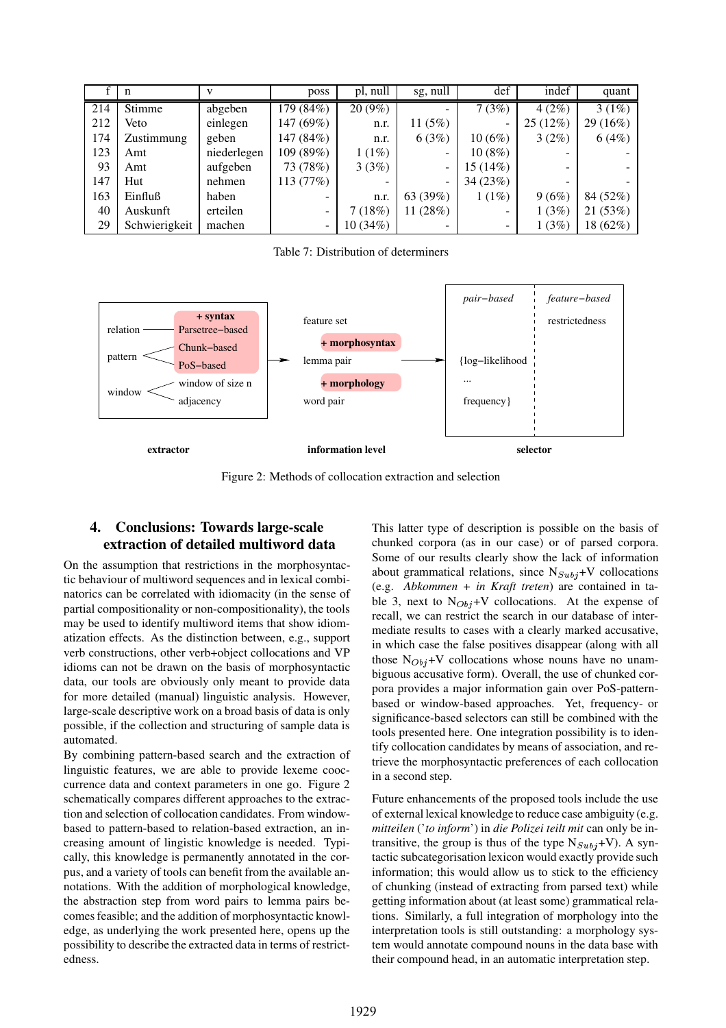| f | n | v | poss | pl, null | sg, null | def | indef | quant |
|---|---|---|---|---|---|---|---|---|
| 214 | Stimme | abgeben | 179 (84%) | 20 (9%) | - | 7 (3%) | 4 (2%) | 3 (1%) |
| 212 | Veto | einlegen | 147 (69%) | n.r. | 11 (5%) | - | 25 (12%) | 29 (16%) |
| 174 | Zustimmung | geben | 147 (84%) | n.r. | 6 (3%) | 10 (6%) | 3 (2%) | 6 (4%) |
| 123 | Amt | niederlegen | 109 (89%) | 1 (1%) | - | 10 (8%) | - | - |
| 93 | Amt | aufgeben | 73 (78%) | 3 (3%) | - | 15 (14%) | - | - |
| 147 | Hut | nehmen | 113 (77%) | - | - | 34 (23%) | - | - |
| 163 | Einfluß | haben | - | n.r. | 63 (39%) | 1 (1%) | 9 (6%) | 84 (52%) |
| 40 | Auskunft | erteilen | - | 7 (18%) | 11 (28%) | - | 1 (3%) | 21 (53%) |
| 29 | Schwierigkeit | machen | - | 10 (34%) | - | - | 1 (3%) | 18 (62%) |

Table 7: Distribution of determiners

Figure 2: Methods of collocation extraction and selection

## 4. Conclusions: Towards large-scale extraction of detailed multiword data

On the assumption that restrictions in the morphosyntactic behaviour of multiword sequences and in lexical combinatorics can be correlated with idiomacity (in the sense of partial compositionality or non-compositionality), the tools may be used to identify multiword items that show idiomatization effects. As the distinction between, e.g., support verb constructions, other verb+object collocations and VP idioms can not be drawn on the basis of morphosyntactic data, our tools are obviously only meant to provide data for more detailed (manual) linguistic analysis. However, large-scale descriptive work on a broad basis of data is only possible, if the collection and structuring of sample data is automated.

By combining pattern-based search and the extraction of linguistic features, we are able to provide lexeme cooccurrence data and context parameters in one go. Figure 2 schematically compares different approaches to the extraction and selection of collocation candidates. From window-based to pattern-based to relation-based extraction, an increasing amount of linguistic knowledge is needed. Typically, this knowledge is permanently annotated in the corpus, and a variety of tools can benefit from the available annotations. With the addition of morphological knowledge, the abstraction step from word pairs to lemma pairs becomes feasible; and the addition of morphosyntactic knowledge, as underlying the work presented here, opens up the possibility to describe the extracted data in terms of restrictedness.

This latter type of description is possible on the basis of chunked corpora (as in our case) or of parsed corpora. Some of our results clearly show the lack of information about grammatical relations, since $N_{Subj}$+V collocations (e.g. *Abkommen + in Kraft treten*) are contained in table 3, next to $N_{Obj}$+V collocations. At the expense of recall, we can restrict the search in our database of intermediate results to cases with a clearly marked accusative, in which case the false positives disappear (along with all those $N_{Obj}$+V collocations whose nouns have no unambiguous accusative form). Overall, the use of chunked corpora provides a major information gain over PoS-pattern-based or window-based approaches. Yet, frequency- or significance-based selectors can still be combined with the tools presented here. One integration possibility is to identify collocation candidates by means of association, and retrieve the morphosyntactic preferences of each collocation in a second step.

Future enhancements of the proposed tools include the use of external lexical knowledge to reduce case ambiguity (e.g. *mitteilen* ('*to inform*') in *die Polizei teilt mit* can only be intransitive, the group is thus of the type $N_{Subj}$+V). A syntactic subcategorisation lexicon would exactly provide such information; this would allow us to stick to the efficiency of chunking (instead of extracting from parsed text) while getting information about (at least some) grammatical relations. Similarly, a full integration of morphology into the interpretation tools is still outstanding: a morphology system would annotate compound nouns in the data base with their compound head, in an automatic interpretation step.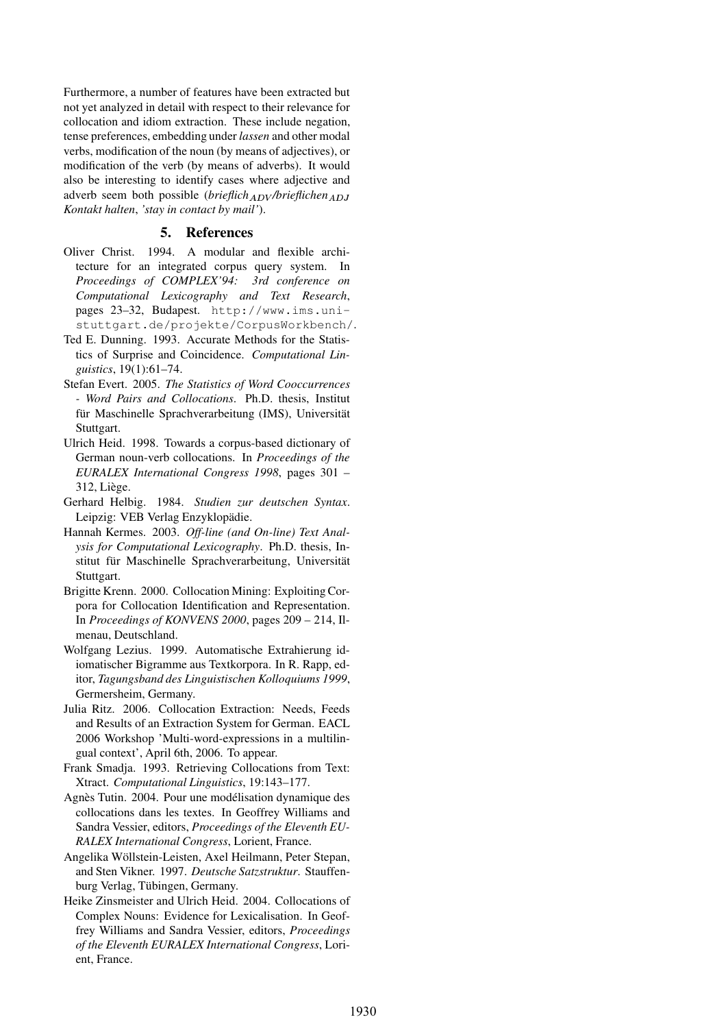Furthermore, a number of features have been extracted but not yet analyzed in detail with respect to their relevance for collocation and idiom extraction. These include negation, tense preferences, embedding under *lassen* and other modal verbs, modification of the noun (by means of adjectives), or modification of the verb (by means of adverbs). It would also be interesting to identify cases where adjective and adverb seem both possible (*brieflich$_{ADV}$/brieflichen$_{ADJ}$ Kontakt halten*, *'stay in contact by mail'*).

## 5. References

Oliver Christ. 1994. A modular and flexible architecture for an integrated corpus query system. In *Proceedings of COMPLEX'94: 3rd conference on Computational Lexicography and Text Research*, pages 23–32, Budapest. http://www.ims.uni-stuttgart.de/projekte/CorpusWorkbench/.

Ted E. Dunning. 1993. Accurate Methods for the Statistics of Surprise and Coincidence. *Computational Linguistics*, 19(1):61–74.

Stefan Evert. 2005. *The Statistics of Word Cooccurrences - Word Pairs and Collocations*. Ph.D. thesis, Institut für Maschinelle Sprachverarbeitung (IMS), Universität Stuttgart.

Ulrich Heid. 1998. Towards a corpus-based dictionary of German noun-verb collocations. In *Proceedings of the EURALEX International Congress 1998*, pages 301 – 312, Liège.

Gerhard Helbig. 1984. *Studien zur deutschen Syntax*. Leipzig: VEB Verlag Enzyklopädie.

Hannah Kermes. 2003. *Off-line (and On-line) Text Analysis for Computational Lexicography*. Ph.D. thesis, Institut für Maschinelle Sprachverarbeitung, Universität Stuttgart.

Brigitte Krenn. 2000. Collocation Mining: Exploiting Corpora for Collocation Identification and Representation. In *Proceedings of KONVENS 2000*, pages 209 – 214, Ilmenau, Deutschland.

Wolfgang Lezius. 1999. Automatische Extrahierung idiomatischer Bigramme aus Textkorpora. In R. Rapp, editor, *Tagungsband des Linguistischen Kolloquiums 1999*, Germersheim, Germany.

Julia Ritz. 2006. Collocation Extraction: Needs, Feeds and Results of an Extraction System for German. EACL 2006 Workshop 'Multi-word-expressions in a multilingual context', April 6th, 2006. To appear.

Frank Smadja. 1993. Retrieving Collocations from Text: Xtract. *Computational Linguistics*, 19:143–177.

Agnès Tutin. 2004. Pour une modélisation dynamique des collocations dans les textes. In Geoffrey Williams and Sandra Vessier, editors, *Proceedings of the Eleventh EURALEX International Congress*, Lorient, France.

Angelika Wöllstein-Leisten, Axel Heilmann, Peter Stepan, and Sten Vikner. 1997. *Deutsche Satzstruktur*. Stauffenburg Verlag, Tübingen, Germany.

Heike Zinsmeister and Ulrich Heid. 2004. Collocations of Complex Nouns: Evidence for Lexicalisation. In Geoffrey Williams and Sandra Vessier, editors, *Proceedings of the Eleventh EURALEX International Congress*, Lorient, France.